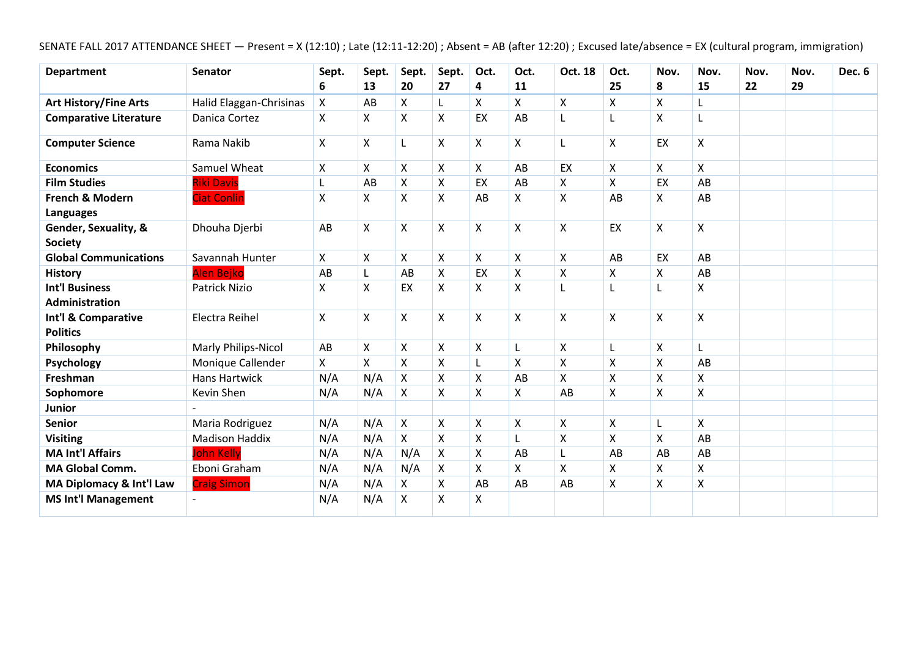SENATE FALL 2017 ATTENDANCE SHEET — Present = X (12:10) ; Late (12:11-12:20) ; Absent = AB (after 12:20) ; Excused late/absence = EX (cultural program, immigration)

| Department | Senator | Sept. 6 | Sept. 13 | Sept. 20 | Sept. 27 | Oct. 4 | Oct. 11 | Oct. 18 | Oct. 25 | Nov. 8 | Nov. 15 | Nov. 22 | Nov. 29 | Dec. 6 |
|---|---|---|---|---|---|---|---|---|---|---|---|---|---|---|
| **Art History/Fine Arts** | Halid Elaggan-Chrisinas | X | AB | X | L | X | X | X | X | X | L | | | |
| **Comparative Literature** | Danica Cortez | X | X | X | X | EX | AB | L | L | X | L | | | |
| **Computer Science** | Rama Nakib | X | X | L | X | X | X | L | X | EX | X | | | |
| **Economics** | Samuel Wheat | X | X | X | X | X | AB | EX | X | X | X | | | |
| **Film Studies** | Riki Davis | L | AB | X | X | EX | AB | X | X | EX | AB | | | |
| **French & Modern Languages** | Ciat Conlin | X | X | X | X | AB | X | X | AB | X | AB | | | |
| **Gender, Sexuality, & Society** | Dhouha Djerbi | AB | X | X | X | X | X | X | EX | X | X | | | |
| **Global Communications** | Savannah Hunter | X | X | X | X | X | X | X | AB | EX | AB | | | |
| **History** | Alen Bejko | AB | L | AB | X | EX | X | X | X | X | AB | | | |
| **Int'l Business Administration** | Patrick Nizio | X | X | EX | X | X | X | L | L | L | X | | | |
| **Int'l & Comparative Politics** | Electra Reihel | X | X | X | X | X | X | X | X | X | X | | | |
| **Philosophy** | Marly Philips-Nicol | AB | X | X | X | X | L | X | L | X | L | | | |
| **Psychology** | Monique Callender | X | X | X | X | L | X | X | X | X | AB | | | |
| **Freshman** | Hans Hartwick | N/A | N/A | X | X | X | AB | X | X | X | X | | | |
| **Sophomore** | Kevin Shen | N/A | N/A | X | X | X | X | AB | X | X | X | | | |
| **Junior** | - | | | | | | | | | | | | | |
| **Senior** | Maria Rodriguez | N/A | N/A | X | X | X | X | X | X | L | X | | | |
| **Visiting** | Madison Haddix | N/A | N/A | X | X | X | L | X | X | X | AB | | | |
| **MA Int'l Affairs** | John Kelly | N/A | N/A | N/A | X | X | AB | L | AB | AB | AB | | | |
| **MA Global Comm.** | Eboni Graham | N/A | N/A | N/A | X | X | X | X | X | X | X | | | |
| **MA Diplomacy & Int'l Law** | Craig Simon | N/A | N/A | X | X | AB | AB | AB | X | X | X | | | |
| **MS Int'l Management** | - | N/A | N/A | X | X | X | | | | | | | | |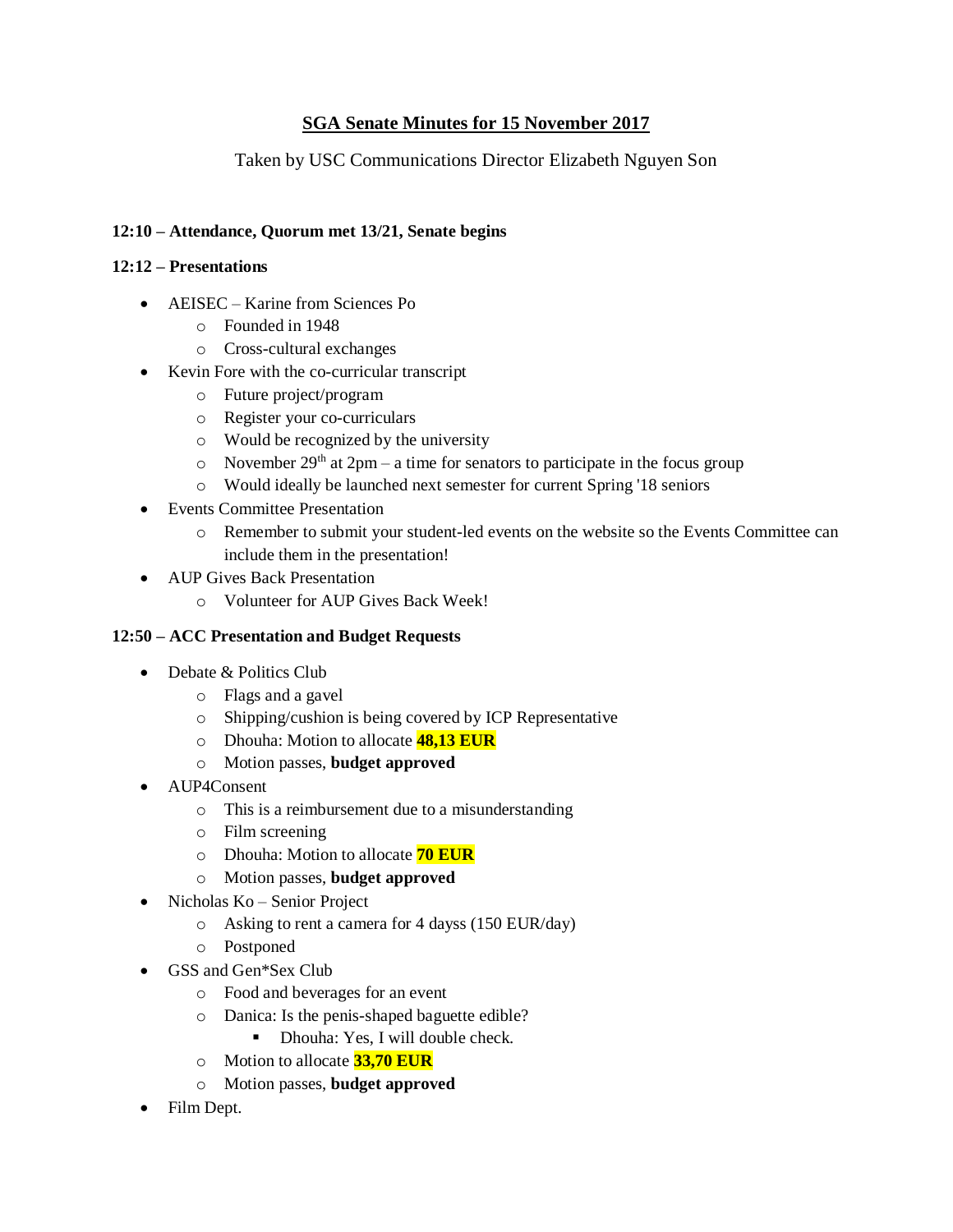# SGA Senate Minutes for 15 November 2017

Taken by USC Communications Director Elizabeth Nguyen Son

**12:10 – Attendance, Quorum met 13/21, Senate begins**

**12:12 – Presentations**

- AEISEC – Karine from Sciences Po
  - Founded in 1948
  - Cross-cultural exchanges
- Kevin Fore with the co-curricular transcript
  - Future project/program
  - Register your co-curriculars
  - Would be recognized by the university
  - November 29th at 2pm – a time for senators to participate in the focus group
  - Would ideally be launched next semester for current Spring '18 seniors
- Events Committee Presentation
  - Remember to submit your student-led events on the website so the Events Committee can include them in the presentation!
- AUP Gives Back Presentation
  - Volunteer for AUP Gives Back Week!

**12:50 – ACC Presentation and Budget Requests**

- Debate & Politics Club
  - Flags and a gavel
  - Shipping/cushion is being covered by ICP Representative
  - Dhouha: Motion to allocate **48,13 EUR**
  - Motion passes, **budget approved**
- AUP4Consent
  - This is a reimbursement due to a misunderstanding
  - Film screening
  - Dhouha: Motion to allocate **70 EUR**
  - Motion passes, **budget approved**
- Nicholas Ko – Senior Project
  - Asking to rent a camera for 4 dayss (150 EUR/day)
  - Postponed
- GSS and Gen*Sex Club
  - Food and beverages for an event
  - Danica: Is the penis-shaped baguette edible?
    - Dhouha: Yes, I will double check.
  - Motion to allocate **33,70 EUR**
  - Motion passes, **budget approved**
- Film Dept.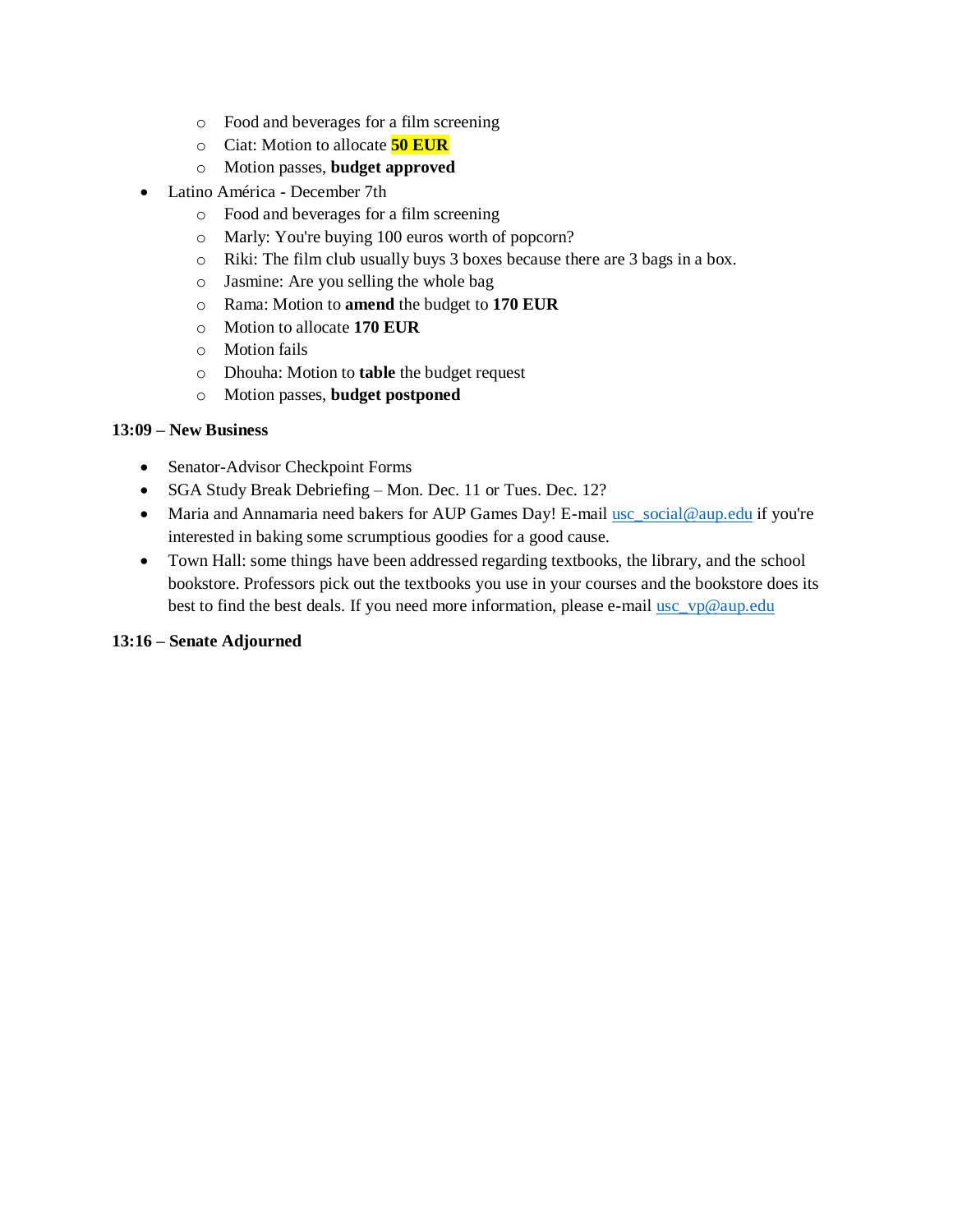- Food and beverages for a film screening
    - Ciat: Motion to allocate **50 EUR**
    - Motion passes, **budget approved**
- Latino América - December 7th
    - Food and beverages for a film screening
    - Marly: You're buying 100 euros worth of popcorn?
    - Riki: The film club usually buys 3 boxes because there are 3 bags in a box.
    - Jasmine: Are you selling the whole bag
    - Rama: Motion to **amend** the budget to **170 EUR**
    - Motion to allocate **170 EUR**
    - Motion fails
    - Dhouha: Motion to **table** the budget request
    - Motion passes, **budget postponed**

**13:09 – New Business**

- Senator-Advisor Checkpoint Forms
- SGA Study Break Debriefing – Mon. Dec. 11 or Tues. Dec. 12?
- Maria and Annamaria need bakers for AUP Games Day! E-mail usc_social@aup.edu if you're interested in baking some scrumptious goodies for a good cause.
- Town Hall: some things have been addressed regarding textbooks, the library, and the school bookstore. Professors pick out the textbooks you use in your courses and the bookstore does its best to find the best deals. If you need more information, please e-mail usc_vp@aup.edu

**13:16 – Senate Adjourned**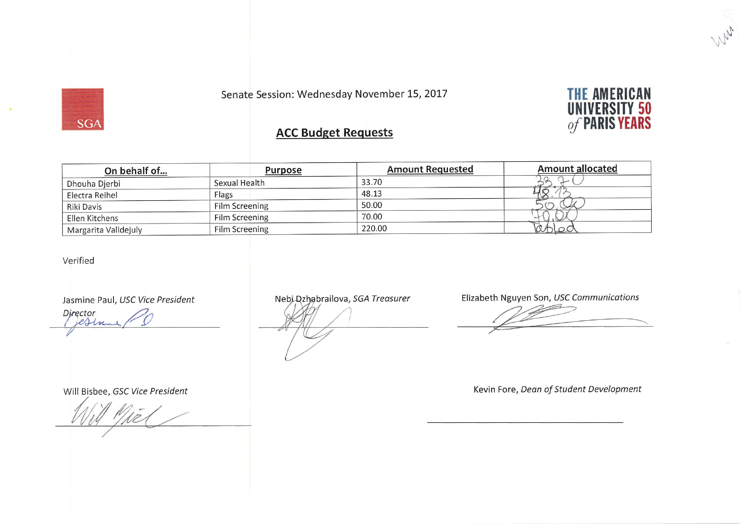Senate Session: Wednesday November 15, 2017

SGA

THE AMERICAN UNIVERSITY of PARIS 50 YEARS

## ACC Budget Requests

| On behalf of... | Purpose | Amount Requested | Amount allocated |
|---|---|---|---|
| Dhouha Djerbi | Sexual Health | 33.70 | 33.70 |
| Electra Reihel | Flags | 48.13 | 48.13 |
| Riki Davis | Film Screening | 50.00 | 50.00 |
| Ellen Kitchens | Film Screening | 70.00 | 70.00 |
| Margarita Valldejuly | Film Screening | 220.00 | Tabled |

Verified

Jasmine Paul, *USC Vice President* Director

Nebi Dzhabrailova, *SGA Treasurer*

Elizabeth Nguyen Son, *USC Communications*

Will Bisbee, *GSC Vice President*

Kevin Fore, *Dean of Student Development*